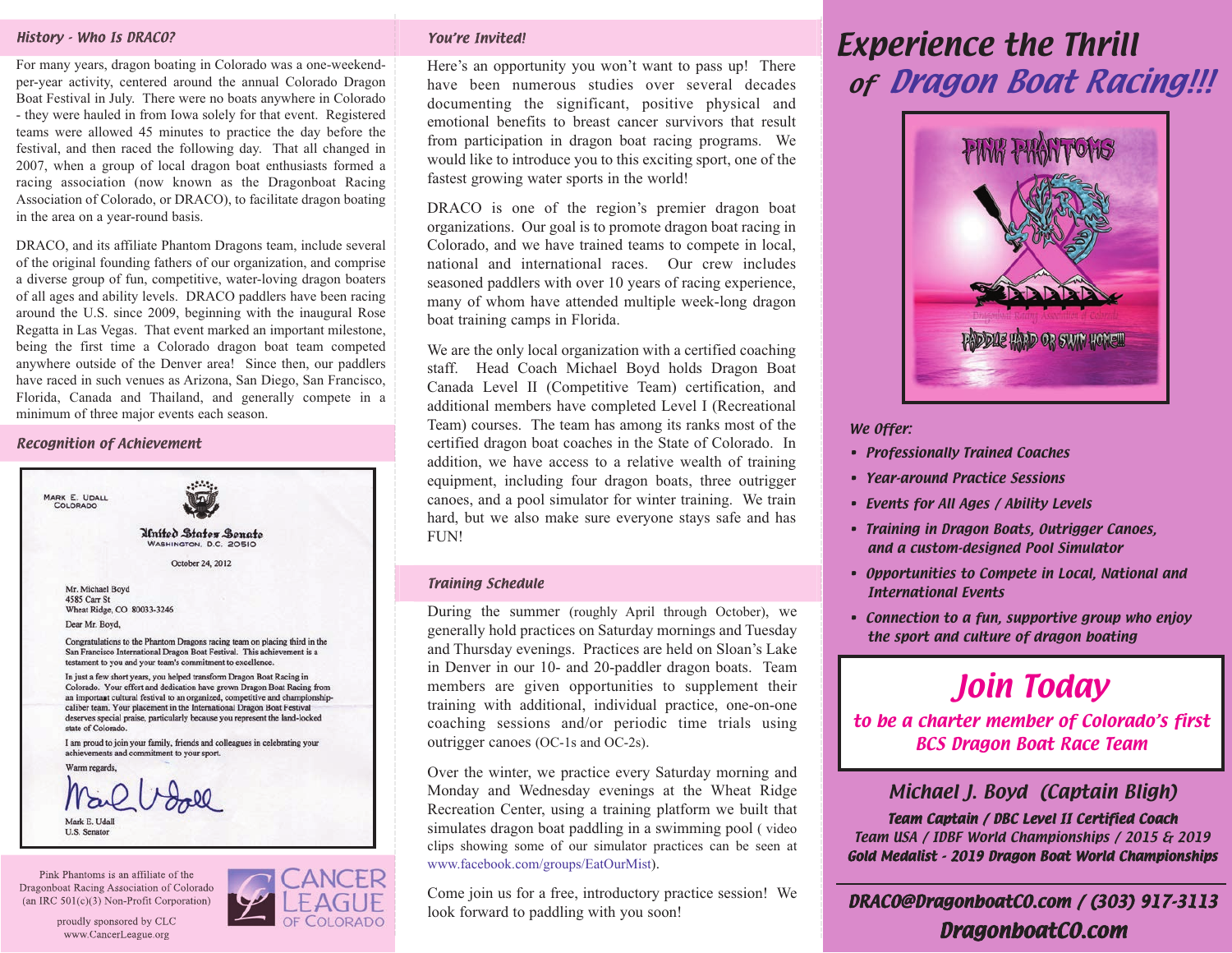## History - Who Is DRACO?

For many years, dragon boating in Colorado was a one-weekend-per-year activity, centered around the annual Colorado Dragon Boat Festival in July. There were no boats anywhere in Colorado - they were hauled in from Iowa solely for that event. Registered teams were allowed 45 minutes to practice the day before the festival, and then raced the following day. That all changed in 2007, when a group of local dragon boat enthusiasts formed a racing association (now known as the Dragonboat Racing Association of Colorado, or DRACO), to facilitate dragon boating in the area on a year-round basis.

DRACO, and its affiliate Phantom Dragons team, include several of the original founding fathers of our organization, and comprise a diverse group of fun, competitive, water-loving dragon boaters of all ages and ability levels. DRACO paddlers have been racing around the U.S. since 2009, beginning with the inaugural Rose Regatta in Las Vegas. That event marked an important milestone, being the first time a Colorado dragon boat team competed anywhere outside of the Denver area! Since then, our paddlers have raced in such venues as Arizona, San Diego, San Francisco, Florida, Canada and Thailand, and generally compete in a minimum of three major events each season.

## Recognition of Achievement

MARK E. UDALL
COLORADO

United States Senate
WASHINGTON, D.C. 20510

October 24, 2012

Mr. Michael Boyd
4585 Carr St
Wheat Ridge, CO 80033-3246

Dear Mr. Boyd,

Congratulations to the Phantom Dragons racing team on placing third in the San Francisco International Dragon Boat Festival. This achievement is a testament to you and your team's commitment to excellence.

In just a few short years, you helped transform Dragon Boat Racing in Colorado. Your effort and dedication have grown Dragon Boat Racing from an important cultural festival to an organized, competitive and championship-caliber team. Your placement in the International Dragon Boat Festival deserves special praise, particularly because you represent the land-locked state of Colorado.

I am proud to join your family, friends and colleagues in celebrating your achievements and commitment to your sport.

Warm regards,

Mark E. Udall
U.S. Senator

Pink Phantoms is an affiliate of the Dragonboat Racing Association of Colorado (an IRC 501(c)(3) Non-Profit Corporation)

proudly sponsored by CLC
www.CancerLeague.org

CANCER LEAGUE OF COLORADO

## You're Invited!

Here's an opportunity you won't want to pass up! There have been numerous studies over several decades documenting the significant, positive physical and emotional benefits to breast cancer survivors that result from participation in dragon boat racing programs. We would like to introduce you to this exciting sport, one of the fastest growing water sports in the world!

DRACO is one of the region's premier dragon boat organizations. Our goal is to promote dragon boat racing in Colorado, and we have trained teams to compete in local, national and international races. Our crew includes seasoned paddlers with over 10 years of racing experience, many of whom have attended multiple week-long dragon boat training camps in Florida.

We are the only local organization with a certified coaching staff. Head Coach Michael Boyd holds Dragon Boat Canada Level II (Competitive Team) certification, and additional members have completed Level I (Recreational Team) courses. The team has among its ranks most of the certified dragon boat coaches in the State of Colorado. In addition, we have access to a relative wealth of training equipment, including four dragon boats, three outrigger canoes, and a pool simulator for winter training. We train hard, but we also make sure everyone stays safe and has FUN!

## Training Schedule

During the summer (roughly April through October), we generally hold practices on Saturday mornings and Tuesday and Thursday evenings. Practices are held on Sloan's Lake in Denver in our 10- and 20-paddler dragon boats. Team members are given opportunities to supplement their training with additional, individual practice, one-on-one coaching sessions and/or periodic time trials using outrigger canoes (OC-1s and OC-2s).

Over the winter, we practice every Saturday morning and Monday and Wednesday evenings at the Wheat Ridge Recreation Center, using a training platform we built that simulates dragon boat paddling in a swimming pool ( video clips showing some of our simulator practices can be seen at www.facebook.com/groups/EatOurMist).

Come join us for a free, introductory practice session! We look forward to paddling with you soon!

# Experience the Thrill of Dragon Boat Racing!!!

PINK PHANTOMS
Dragonboat Racing Association of Colorado
PADDLE HARD OR SWIM HOME!!!

*We Offer:*

- ***Professionally Trained Coaches***
- ***Year-around Practice Sessions***
- ***Events for All Ages / Ability Levels***
- ***Training in Dragon Boats, Outrigger Canoes, and a custom-designed Pool Simulator***
- ***Opportunities to Compete in Local, National and International Events***
- ***Connection to a fun, supportive group who enjoy the sport and culture of dragon boating***

## Join Today

*to be a charter member of Colorado's first BCS Dragon Boat Race Team*

### Michael J. Boyd (Captain Bligh)

**Team Captain / DBC Level II Certified Coach**
Team USA / IDBF World Championships / 2015 & 2019
**Gold Medalist - 2019 Dragon Boat World Championships**

**DRACO@DragonboatCO.com / (303) 917-3113**
**DragonboatCO.com**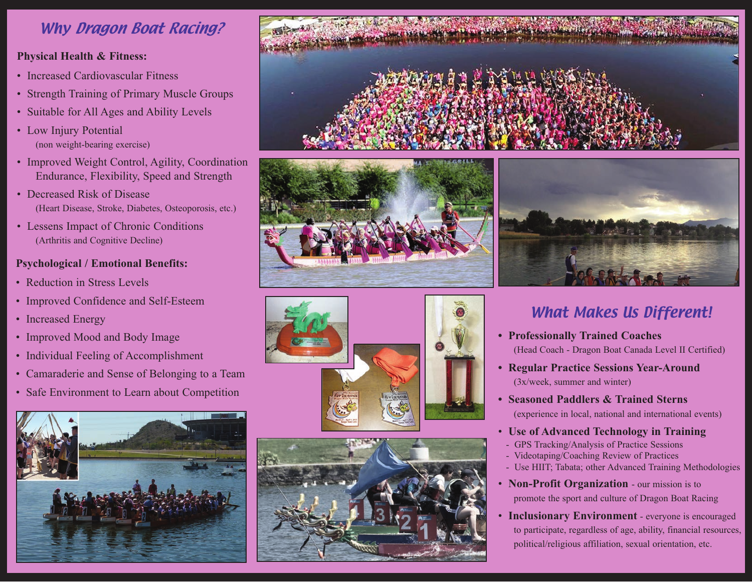## Why Dragon Boat Racing?

**Physical Health & Fitness:**

- Increased Cardiovascular Fitness
- Strength Training of Primary Muscle Groups
- Suitable for All Ages and Ability Levels
- Low Injury Potential
  (non weight-bearing exercise)
- Improved Weight Control, Agility, Coordination Endurance, Flexibility, Speed and Strength
- Decreased Risk of Disease
  (Heart Disease, Stroke, Diabetes, Osteoporosis, etc.)
- Lessens Impact of Chronic Conditions
  (Arthritis and Cognitive Decline)

**Psychological / Emotional Benefits:**

- Reduction in Stress Levels
- Improved Confidence and Self-Esteem
- Increased Energy
- Improved Mood and Body Image
- Individual Feeling of Accomplishment
- Camaraderie and Sense of Belonging to a Team
- Safe Environment to Learn about Competition

## What Makes Us Different!

- **Professionally Trained Coaches**
  (Head Coach - Dragon Boat Canada Level II Certified)
- **Regular Practice Sessions Year-Around**
  (3x/week, summer and winter)
- **Seasoned Paddlers & Trained Sterns**
  (experience in local, national and international events)
- **Use of Advanced Technology in Training**
  - GPS Tracking/Analysis of Practice Sessions
  - Videotaping/Coaching Review of Practices
  - Use HIIT; Tabata; other Advanced Training Methodologies
- **Non-Profit Organization** - our mission is to promote the sport and culture of Dragon Boat Racing
- **Inclusionary Environment** - everyone is encouraged to participate, regardless of age, ability, financial resources, political/religious affiliation, sexual orientation, etc.